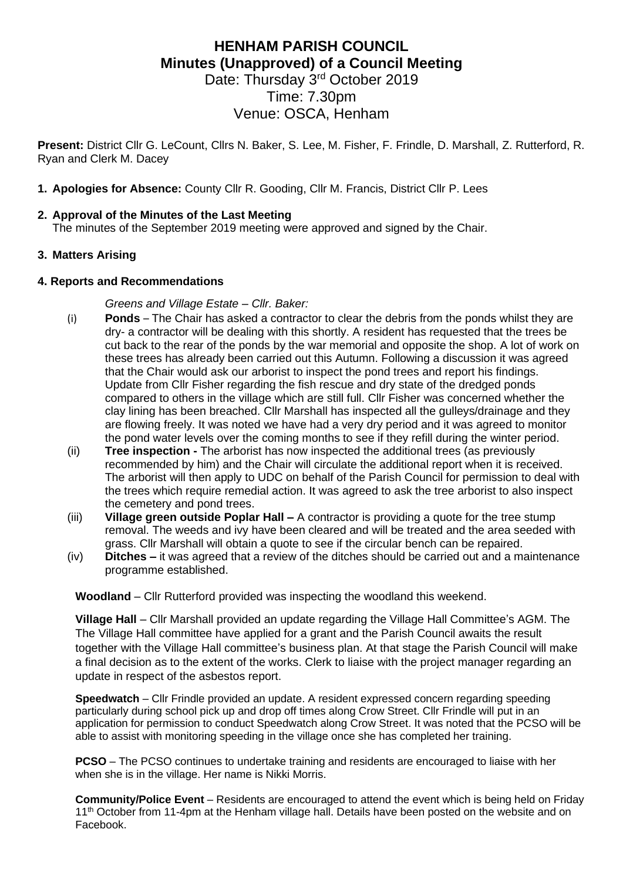# HENHAM PARISH COUNCIL
## Minutes (Unapproved) of a Council Meeting

Date: Thursday 3rd October 2019
Time: 7.30pm
Venue: OSCA, Henham

**Present:** District Cllr G. LeCount, Cllrs N. Baker, S. Lee, M. Fisher, F. Frindle, D. Marshall, Z. Rutterford, R. Ryan and Clerk M. Dacey

1. **Apologies for Absence:** County Cllr R. Gooding, Cllr M. Francis, District Cllr P. Lees

2. **Approval of the Minutes of the Last Meeting**
   The minutes of the September 2019 meeting were approved and signed by the Chair.

3. **Matters Arising**

**4. Reports and Recommendations**

*Greens and Village Estate – Cllr. Baker:*

(i) **Ponds** – The Chair has asked a contractor to clear the debris from the ponds whilst they are dry- a contractor will be dealing with this shortly. A resident has requested that the trees be cut back to the rear of the ponds by the war memorial and opposite the shop. A lot of work on these trees has already been carried out this Autumn. Following a discussion it was agreed that the Chair would ask our arborist to inspect the pond trees and report his findings. Update from Cllr Fisher regarding the fish rescue and dry state of the dredged ponds compared to others in the village which are still full. Cllr Fisher was concerned whether the clay lining has been breached. Cllr Marshall has inspected all the gulleys/drainage and they are flowing freely. It was noted we have had a very dry period and it was agreed to monitor the pond water levels over the coming months to see if they refill during the winter period.

(ii) **Tree inspection -** The arborist has now inspected the additional trees (as previously recommended by him) and the Chair will circulate the additional report when it is received. The arborist will then apply to UDC on behalf of the Parish Council for permission to deal with the trees which require remedial action. It was agreed to ask the tree arborist to also inspect the cemetery and pond trees.

(iii) **Village green outside Poplar Hall –** A contractor is providing a quote for the tree stump removal. The weeds and ivy have been cleared and will be treated and the area seeded with grass. Cllr Marshall will obtain a quote to see if the circular bench can be repaired.

(iv) **Ditches –** it was agreed that a review of the ditches should be carried out and a maintenance programme established.

**Woodland** – Cllr Rutterford provided was inspecting the woodland this weekend.

**Village Hall** – Cllr Marshall provided an update regarding the Village Hall Committee's AGM. The The Village Hall committee have applied for a grant and the Parish Council awaits the result together with the Village Hall committee's business plan. At that stage the Parish Council will make a final decision as to the extent of the works. Clerk to liaise with the project manager regarding an update in respect of the asbestos report.

**Speedwatch** – Cllr Frindle provided an update. A resident expressed concern regarding speeding particularly during school pick up and drop off times along Crow Street. Cllr Frindle will put in an application for permission to conduct Speedwatch along Crow Street. It was noted that the PCSO will be able to assist with monitoring speeding in the village once she has completed her training.

**PCSO** – The PCSO continues to undertake training and residents are encouraged to liaise with her when she is in the village. Her name is Nikki Morris.

**Community/Police Event** – Residents are encouraged to attend the event which is being held on Friday 11th October from 11-4pm at the Henham village hall. Details have been posted on the website and on Facebook.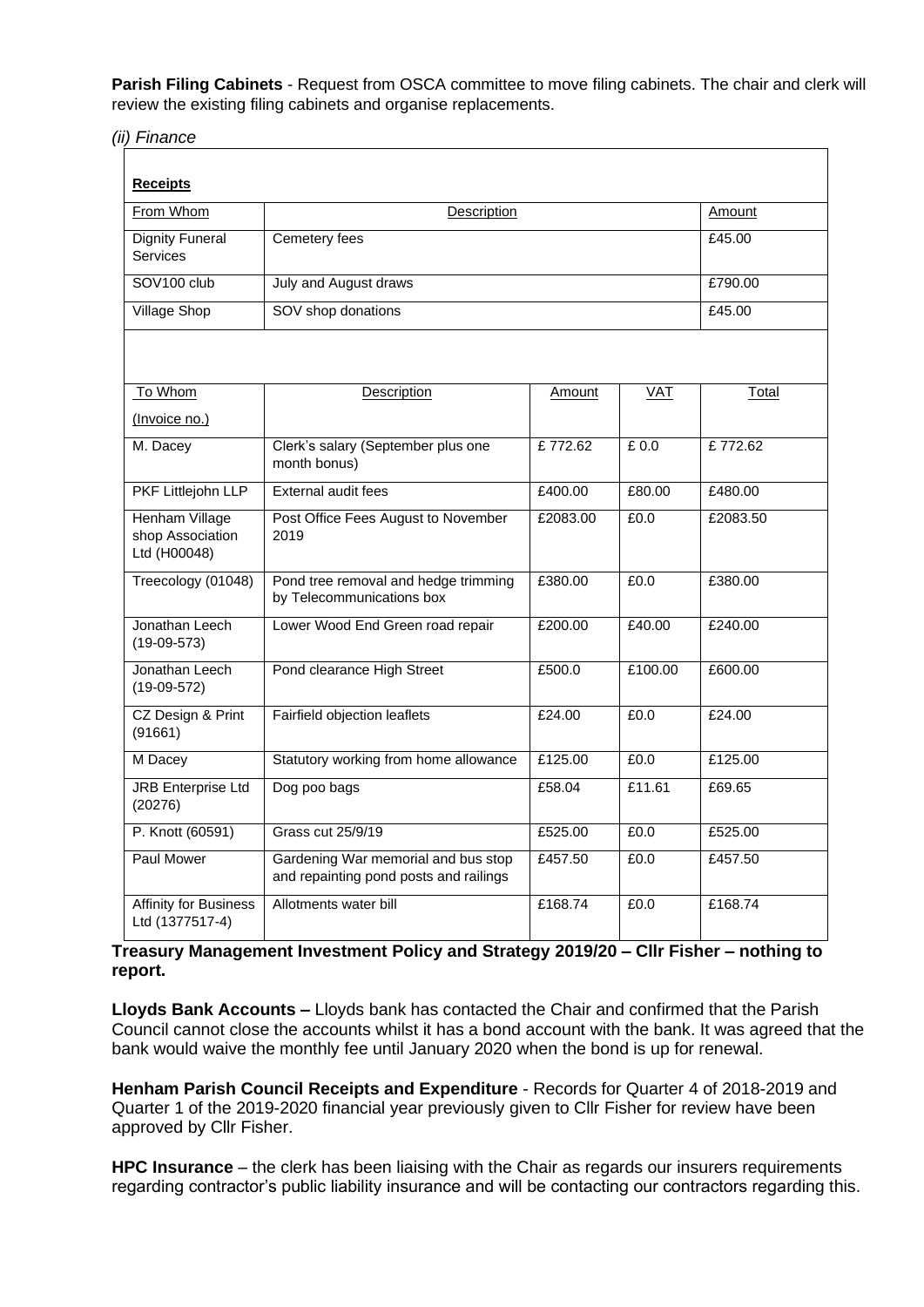**Parish Filing Cabinets** - Request from OSCA committee to move filing cabinets. The chair and clerk will review the existing filing cabinets and organise replacements.

*(ii) Finance*

**Receipts**

| From Whom | Description | Amount |
|---|---|---|
| Dignity Funeral Services | Cemetery fees | £45.00 |
| SOV100 club | July and August draws | £790.00 |
| Village Shop | SOV shop donations | £45.00 |

| To Whom (Invoice no.) | Description | Amount | VAT | Total |
|---|---|---|---|---|
| M. Dacey | Clerk's salary (September plus one month bonus) | £ 772.62 | £ 0.0 | £ 772.62 |
| PKF Littlejohn LLP | External audit fees | £400.00 | £80.00 | £480.00 |
| Henham Village shop Association Ltd (H00048) | Post Office Fees August to November 2019 | £2083.00 | £0.0 | £2083.50 |
| Treecology (01048) | Pond tree removal and hedge trimming by Telecommunications box | £380.00 | £0.0 | £380.00 |
| Jonathan Leech (19-09-573) | Lower Wood End Green road repair | £200.00 | £40.00 | £240.00 |
| Jonathan Leech (19-09-572) | Pond clearance High Street | £500.0 | £100.00 | £600.00 |
| CZ Design & Print (91661) | Fairfield objection leaflets | £24.00 | £0.0 | £24.00 |
| M Dacey | Statutory working from home allowance | £125.00 | £0.0 | £125.00 |
| JRB Enterprise Ltd (20276) | Dog poo bags | £58.04 | £11.61 | £69.65 |
| P. Knott (60591) | Grass cut 25/9/19 | £525.00 | £0.0 | £525.00 |
| Paul Mower | Gardening War memorial and bus stop and repainting pond posts and railings | £457.50 | £0.0 | £457.50 |
| Affinity for Business Ltd (1377517-4) | Allotments water bill | £168.74 | £0.0 | £168.74 |

**Treasury Management Investment Policy and Strategy 2019/20 – Cllr Fisher – nothing to report.**

**Lloyds Bank Accounts –** Lloyds bank has contacted the Chair and confirmed that the Parish Council cannot close the accounts whilst it has a bond account with the bank. It was agreed that the bank would waive the monthly fee until January 2020 when the bond is up for renewal.

**Henham Parish Council Receipts and Expenditure** - Records for Quarter 4 of 2018-2019 and Quarter 1 of the 2019-2020 financial year previously given to Cllr Fisher for review have been approved by Cllr Fisher.

**HPC Insurance** – the clerk has been liaising with the Chair as regards our insurers requirements regarding contractor's public liability insurance and will be contacting our contractors regarding this.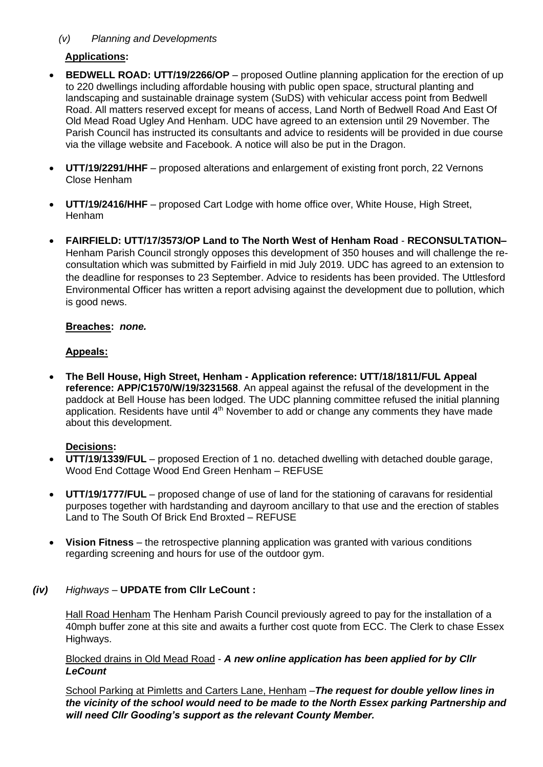*(v) Planning and Developments*

**Applications:**

- **BEDWELL ROAD: UTT/19/2266/OP** – proposed Outline planning application for the erection of up to 220 dwellings including affordable housing with public open space, structural planting and landscaping and sustainable drainage system (SuDS) with vehicular access point from Bedwell Road. All matters reserved except for means of access, Land North of Bedwell Road And East Of Old Mead Road Ugley And Henham. UDC have agreed to an extension until 29 November. The Parish Council has instructed its consultants and advice to residents will be provided in due course via the village website and Facebook. A notice will also be put in the Dragon.

- **UTT/19/2291/HHF** – proposed alterations and enlargement of existing front porch, 22 Vernons Close Henham

- **UTT/19/2416/HHF** – proposed Cart Lodge with home office over, White House, High Street, Henham

- **FAIRFIELD: UTT/17/3573/OP Land to The North West of Henham Road** - **RECONSULTATION–** Henham Parish Council strongly opposes this development of 350 houses and will challenge the re-consultation which was submitted by Fairfield in mid July 2019. UDC has agreed to an extension to the deadline for responses to 23 September. Advice to residents has been provided. The Uttlesford Environmental Officer has written a report advising against the development due to pollution, which is good news.

**Breaches:** ***none.***

**Appeals:**

- **The Bell House, High Street, Henham - Application reference: UTT/18/1811/FUL Appeal reference: APP/C1570/W/19/3231568**. An appeal against the refusal of the development in the paddock at Bell House has been lodged. The UDC planning committee refused the initial planning application. Residents have until 4th November to add or change any comments they have made about this development.

**Decisions:**

- **UTT/19/1339/FUL** – proposed Erection of 1 no. detached dwelling with detached double garage, Wood End Cottage Wood End Green Henham – REFUSE

- **UTT/19/1777/FUL** – proposed change of use of land for the stationing of caravans for residential purposes together with hardstanding and dayroom ancillary to that use and the erection of stables Land to The South Of Brick End Broxted – REFUSE

- **Vision Fitness** – the retrospective planning application was granted with various conditions regarding screening and hours for use of the outdoor gym.

***(iv)*** *Highways* – **UPDATE from Cllr LeCount :**

Hall Road Henham The Henham Parish Council previously agreed to pay for the installation of a 40mph buffer zone at this site and awaits a further cost quote from ECC. The Clerk to chase Essex Highways.

Blocked drains in Old Mead Road - ***A new online application has been applied for by Cllr LeCount***

School Parking at Pimletts and Carters Lane, Henham –***The request for double yellow lines in the vicinity of the school would need to be made to the North Essex parking Partnership and will need Cllr Gooding's support as the relevant County Member.***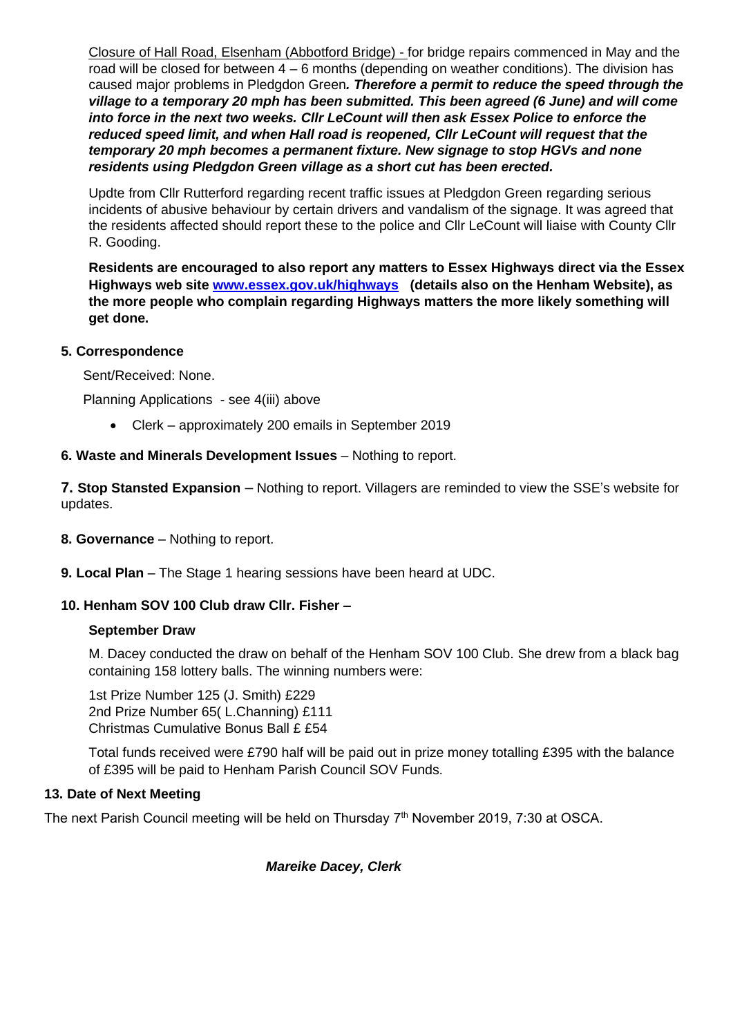Closure of Hall Road, Elsenham (Abbotford Bridge) - for bridge repairs commenced in May and the road will be closed for between 4 – 6 months (depending on weather conditions). The division has caused major problems in Pledgdon Green*. **Therefore a permit to reduce the speed through the village to a temporary 20 mph has been submitted. This been agreed (6 June) and will come into force in the next two weeks. Cllr LeCount will then ask Essex Police to enforce the reduced speed limit, and when Hall road is reopened, Cllr LeCount will request that the temporary 20 mph becomes a permanent fixture. New signage to stop HGVs and none residents using Pledgdon Green village as a short cut has been erected.***

Updte from Cllr Rutterford regarding recent traffic issues at Pledgdon Green regarding serious incidents of abusive behaviour by certain drivers and vandalism of the signage. It was agreed that the residents affected should report these to the police and Cllr LeCount will liaise with County Cllr R. Gooding.

**Residents are encouraged to also report any matters to Essex Highways direct via the Essex Highways web site www.essex.gov.uk/highways (details also on the Henham Website), as the more people who complain regarding Highways matters the more likely something will get done.**

**5. Correspondence**

Sent/Received: None.

Planning Applications - see 4(iii) above

- Clerk – approximately 200 emails in September 2019

**6. Waste and Minerals Development Issues** – Nothing to report.

**7. Stop Stansted Expansion** – Nothing to report. Villagers are reminded to view the SSE's website for updates.

**8. Governance** – Nothing to report.

**9. Local Plan** – The Stage 1 hearing sessions have been heard at UDC.

**10. Henham SOV 100 Club draw Cllr. Fisher –**

**September Draw**

M. Dacey conducted the draw on behalf of the Henham SOV 100 Club. She drew from a black bag containing 158 lottery balls. The winning numbers were:

1st Prize Number 125 (J. Smith) £229
2nd Prize Number 65( L.Channing) £111
Christmas Cumulative Bonus Ball £ £54

Total funds received were £790 half will be paid out in prize money totalling £395 with the balance of £395 will be paid to Henham Parish Council SOV Funds.

**13. Date of Next Meeting**

The next Parish Council meeting will be held on Thursday 7th November 2019, 7:30 at OSCA.

***Mareike Dacey, Clerk***